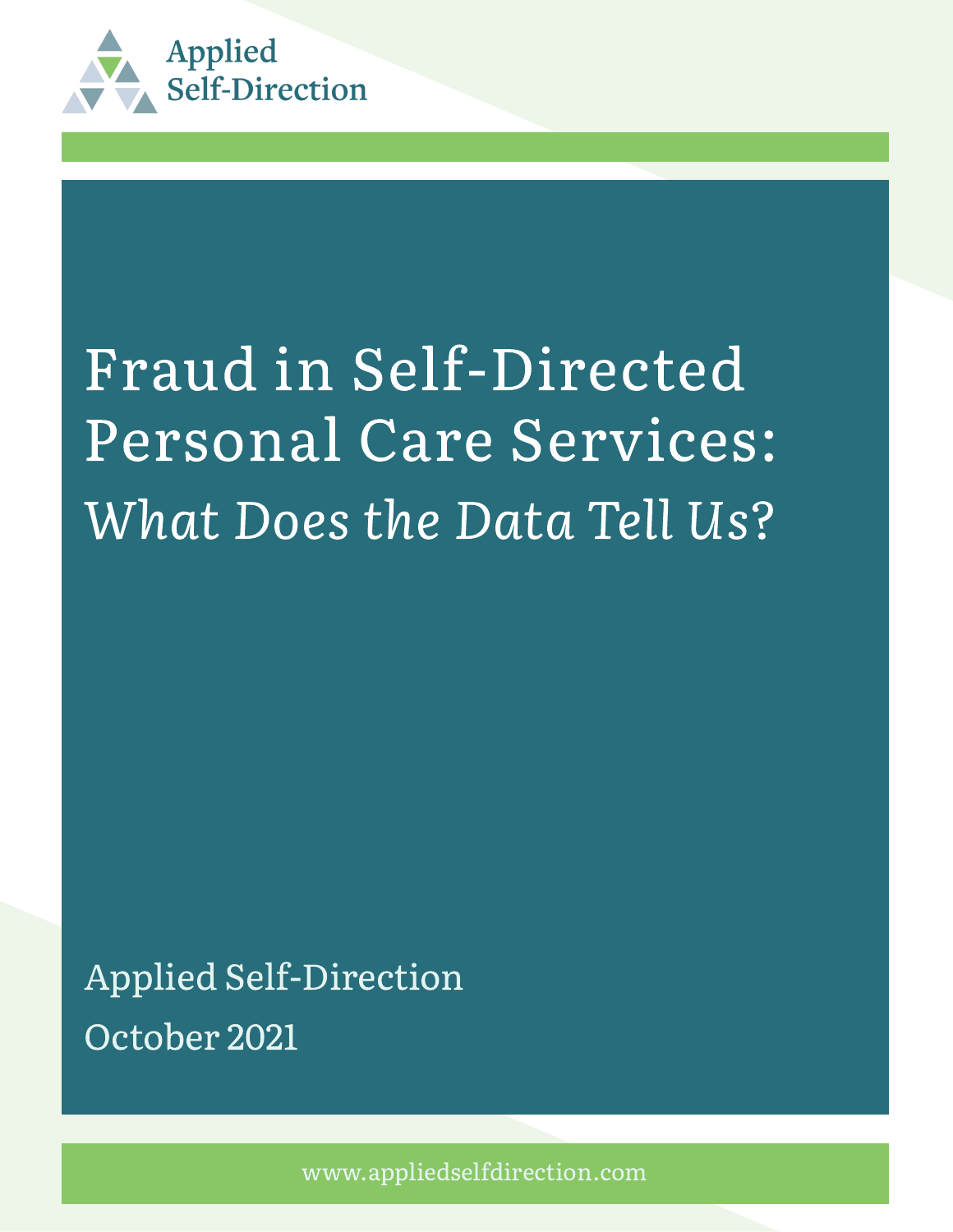Applied Self-Direction

# Fraud in Self-Directed Personal Care Services: *What Does the Data Tell Us?*

Applied Self-Direction

October 2021

www.appliedselfdirection.com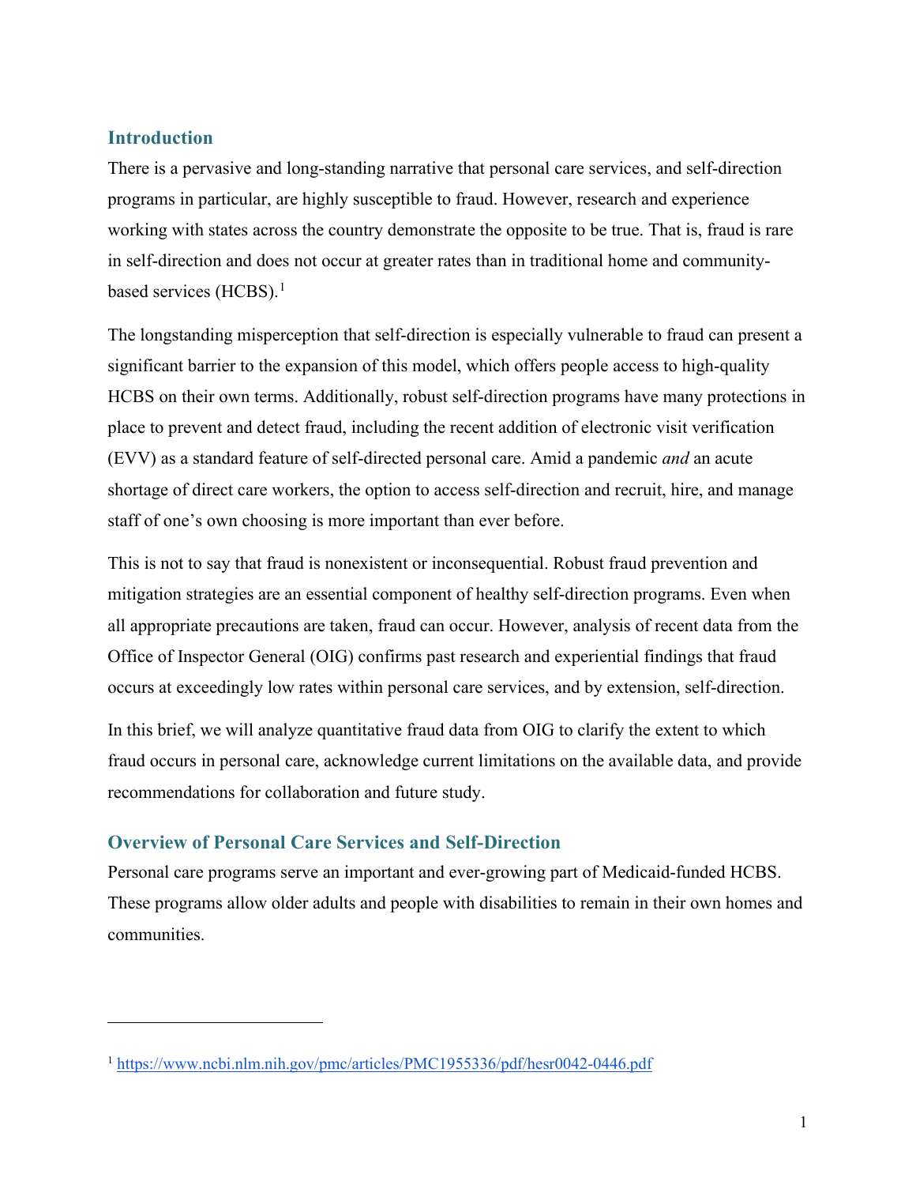## Introduction

There is a pervasive and long-standing narrative that personal care services, and self-direction programs in particular, are highly susceptible to fraud. However, research and experience working with states across the country demonstrate the opposite to be true. That is, fraud is rare in self-direction and does not occur at greater rates than in traditional home and community-based services (HCBS).[1]

The longstanding misperception that self-direction is especially vulnerable to fraud can present a significant barrier to the expansion of this model, which offers people access to high-quality HCBS on their own terms. Additionally, robust self-direction programs have many protections in place to prevent and detect fraud, including the recent addition of electronic visit verification (EVV) as a standard feature of self-directed personal care. Amid a pandemic *and* an acute shortage of direct care workers, the option to access self-direction and recruit, hire, and manage staff of one's own choosing is more important than ever before.

This is not to say that fraud is nonexistent or inconsequential. Robust fraud prevention and mitigation strategies are an essential component of healthy self-direction programs. Even when all appropriate precautions are taken, fraud can occur. However, analysis of recent data from the Office of Inspector General (OIG) confirms past research and experiential findings that fraud occurs at exceedingly low rates within personal care services, and by extension, self-direction.

In this brief, we will analyze quantitative fraud data from OIG to clarify the extent to which fraud occurs in personal care, acknowledge current limitations on the available data, and provide recommendations for collaboration and future study.

## Overview of Personal Care Services and Self-Direction

Personal care programs serve an important and ever-growing part of Medicaid-funded HCBS. These programs allow older adults and people with disabilities to remain in their own homes and communities.

---

[1] https://www.ncbi.nlm.nih.gov/pmc/articles/PMC1955336/pdf/hesr0042-0446.pdf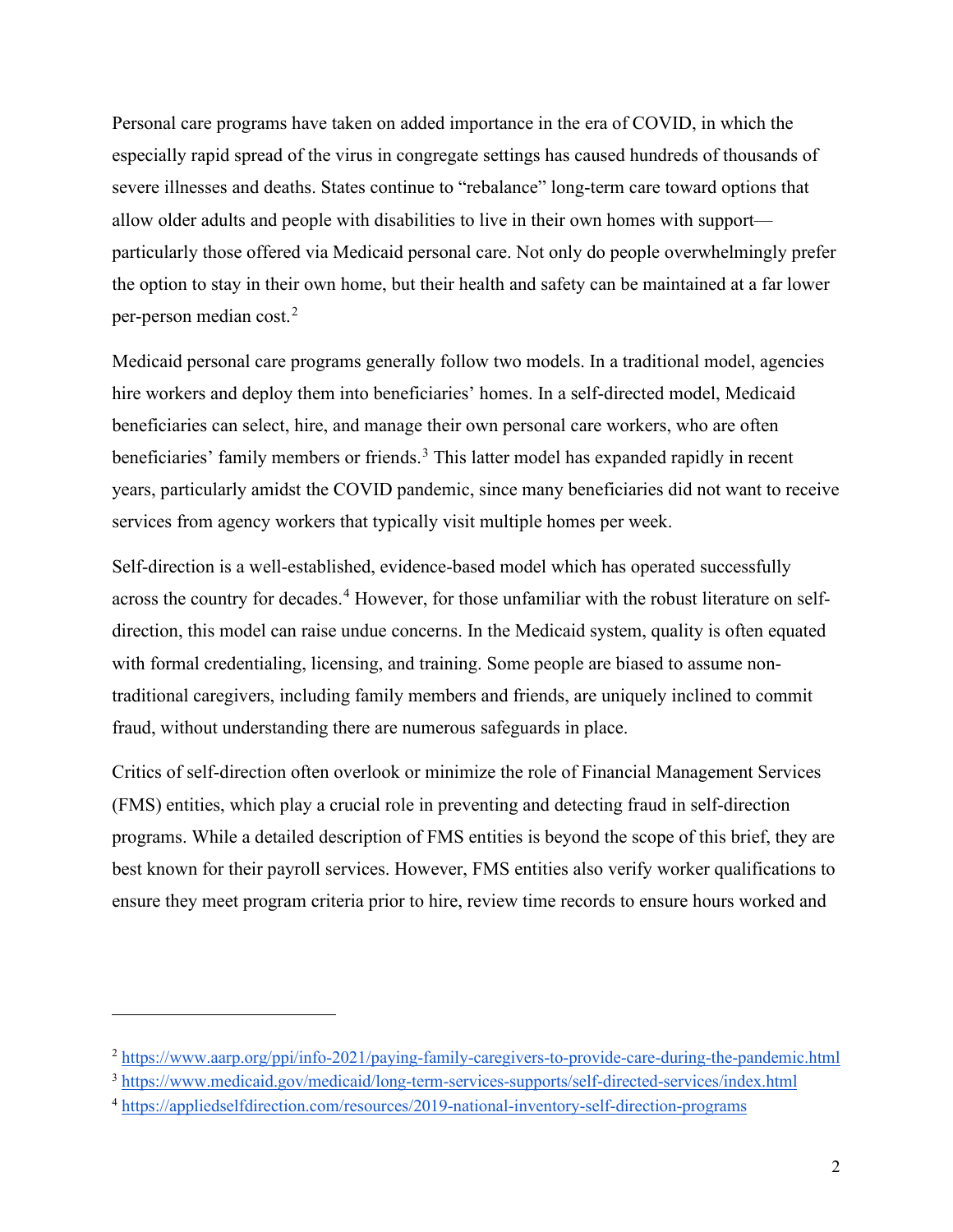Personal care programs have taken on added importance in the era of COVID, in which the especially rapid spread of the virus in congregate settings has caused hundreds of thousands of severe illnesses and deaths. States continue to "rebalance" long-term care toward options that allow older adults and people with disabilities to live in their own homes with support—particularly those offered via Medicaid personal care. Not only do people overwhelmingly prefer the option to stay in their own home, but their health and safety can be maintained at a far lower per-person median cost.[2]

Medicaid personal care programs generally follow two models. In a traditional model, agencies hire workers and deploy them into beneficiaries' homes. In a self-directed model, Medicaid beneficiaries can select, hire, and manage their own personal care workers, who are often beneficiaries' family members or friends.[3] This latter model has expanded rapidly in recent years, particularly amidst the COVID pandemic, since many beneficiaries did not want to receive services from agency workers that typically visit multiple homes per week.

Self-direction is a well-established, evidence-based model which has operated successfully across the country for decades.[4] However, for those unfamiliar with the robust literature on self-direction, this model can raise undue concerns. In the Medicaid system, quality is often equated with formal credentialing, licensing, and training. Some people are biased to assume non-traditional caregivers, including family members and friends, are uniquely inclined to commit fraud, without understanding there are numerous safeguards in place.

Critics of self-direction often overlook or minimize the role of Financial Management Services (FMS) entities, which play a crucial role in preventing and detecting fraud in self-direction programs. While a detailed description of FMS entities is beyond the scope of this brief, they are best known for their payroll services. However, FMS entities also verify worker qualifications to ensure they meet program criteria prior to hire, review time records to ensure hours worked and

---

[2] https://www.aarp.org/ppi/info-2021/paying-family-caregivers-to-provide-care-during-the-pandemic.html

[3] https://www.medicaid.gov/medicaid/long-term-services-supports/self-directed-services/index.html

[4] https://appliedselfdirection.com/resources/2019-national-inventory-self-direction-programs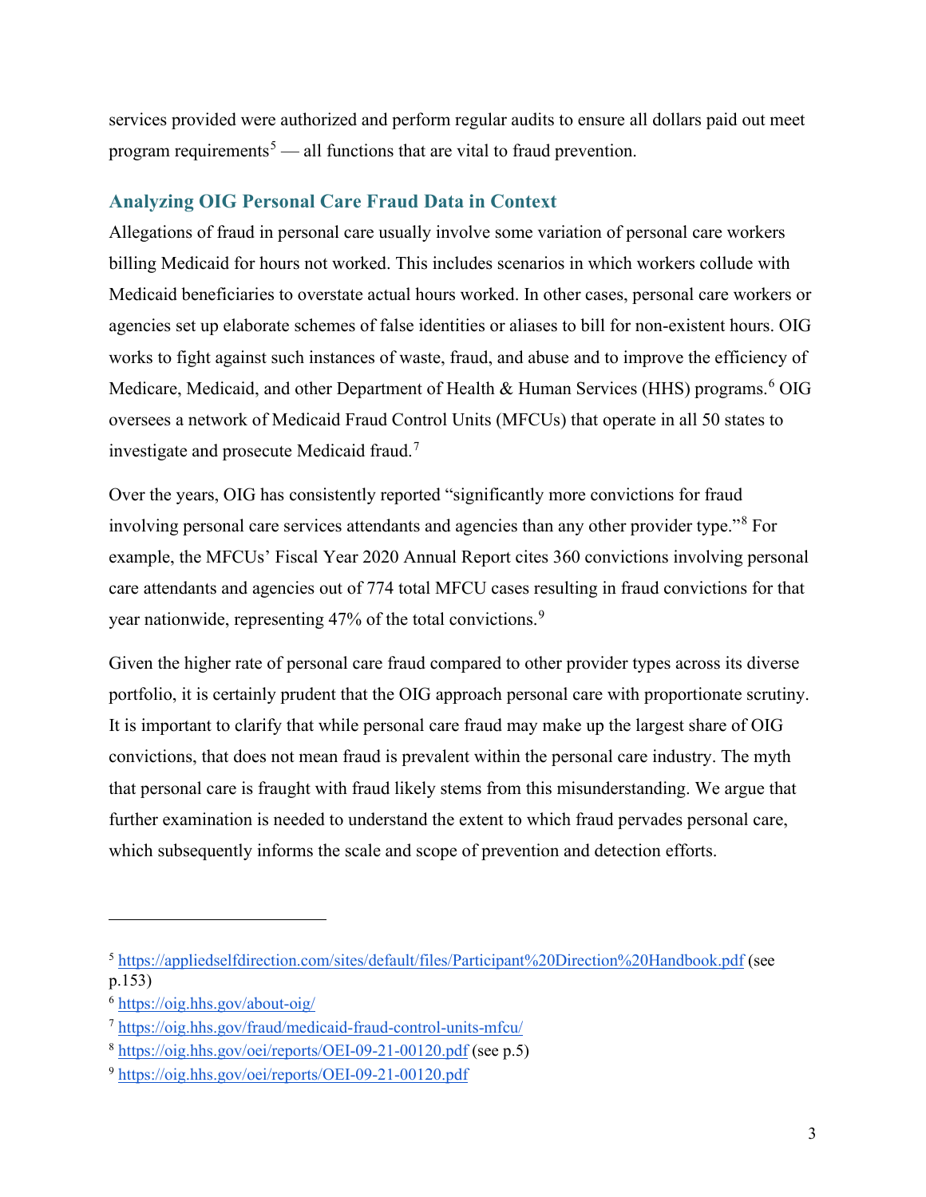services provided were authorized and perform regular audits to ensure all dollars paid out meet program requirements[5] — all functions that are vital to fraud prevention.

## Analyzing OIG Personal Care Fraud Data in Context

Allegations of fraud in personal care usually involve some variation of personal care workers billing Medicaid for hours not worked. This includes scenarios in which workers collude with Medicaid beneficiaries to overstate actual hours worked. In other cases, personal care workers or agencies set up elaborate schemes of false identities or aliases to bill for non-existent hours. OIG works to fight against such instances of waste, fraud, and abuse and to improve the efficiency of Medicare, Medicaid, and other Department of Health & Human Services (HHS) programs.[6] OIG oversees a network of Medicaid Fraud Control Units (MFCUs) that operate in all 50 states to investigate and prosecute Medicaid fraud.[7]

Over the years, OIG has consistently reported "significantly more convictions for fraud involving personal care services attendants and agencies than any other provider type."[8] For example, the MFCUs' Fiscal Year 2020 Annual Report cites 360 convictions involving personal care attendants and agencies out of 774 total MFCU cases resulting in fraud convictions for that year nationwide, representing 47% of the total convictions.[9]

Given the higher rate of personal care fraud compared to other provider types across its diverse portfolio, it is certainly prudent that the OIG approach personal care with proportionate scrutiny. It is important to clarify that while personal care fraud may make up the largest share of OIG convictions, that does not mean fraud is prevalent within the personal care industry. The myth that personal care is fraught with fraud likely stems from this misunderstanding. We argue that further examination is needed to understand the extent to which fraud pervades personal care, which subsequently informs the scale and scope of prevention and detection efforts.

---

[5] https://appliedselfdirection.com/sites/default/files/Participant%20Direction%20Handbook.pdf (see p.153)

[6] https://oig.hhs.gov/about-oig/

[7] https://oig.hhs.gov/fraud/medicaid-fraud-control-units-mfcu/

[8] https://oig.hhs.gov/oei/reports/OEI-09-21-00120.pdf (see p.5)

[9] https://oig.hhs.gov/oei/reports/OEI-09-21-00120.pdf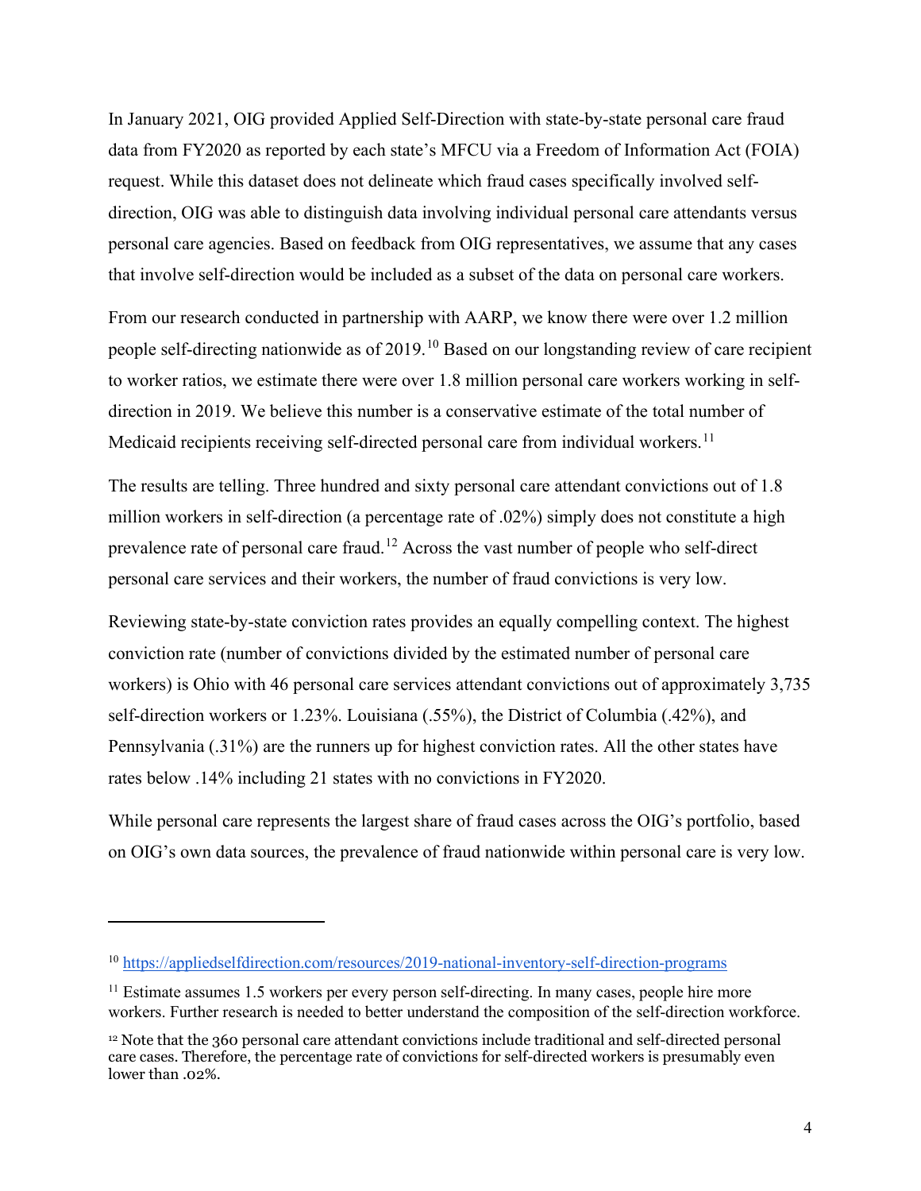In January 2021, OIG provided Applied Self-Direction with state-by-state personal care fraud data from FY2020 as reported by each state's MFCU via a Freedom of Information Act (FOIA) request. While this dataset does not delineate which fraud cases specifically involved self-direction, OIG was able to distinguish data involving individual personal care attendants versus personal care agencies. Based on feedback from OIG representatives, we assume that any cases that involve self-direction would be included as a subset of the data on personal care workers.

From our research conducted in partnership with AARP, we know there were over 1.2 million people self-directing nationwide as of 2019.[10] Based on our longstanding review of care recipient to worker ratios, we estimate there were over 1.8 million personal care workers working in self-direction in 2019. We believe this number is a conservative estimate of the total number of Medicaid recipients receiving self-directed personal care from individual workers.[11]

The results are telling. Three hundred and sixty personal care attendant convictions out of 1.8 million workers in self-direction (a percentage rate of .02%) simply does not constitute a high prevalence rate of personal care fraud.[12] Across the vast number of people who self-direct personal care services and their workers, the number of fraud convictions is very low.

Reviewing state-by-state conviction rates provides an equally compelling context. The highest conviction rate (number of convictions divided by the estimated number of personal care workers) is Ohio with 46 personal care services attendant convictions out of approximately 3,735 self-direction workers or 1.23%. Louisiana (.55%), the District of Columbia (.42%), and Pennsylvania (.31%) are the runners up for highest conviction rates. All the other states have rates below .14% including 21 states with no convictions in FY2020.

While personal care represents the largest share of fraud cases across the OIG's portfolio, based on OIG's own data sources, the prevalence of fraud nationwide within personal care is very low.

---

[10] https://appliedselfdirection.com/resources/2019-national-inventory-self-direction-programs

[11] Estimate assumes 1.5 workers per every person self-directing. In many cases, people hire more workers. Further research is needed to better understand the composition of the self-direction workforce.

[12] Note that the 360 personal care attendant convictions include traditional and self-directed personal care cases. Therefore, the percentage rate of convictions for self-directed workers is presumably even lower than .02%.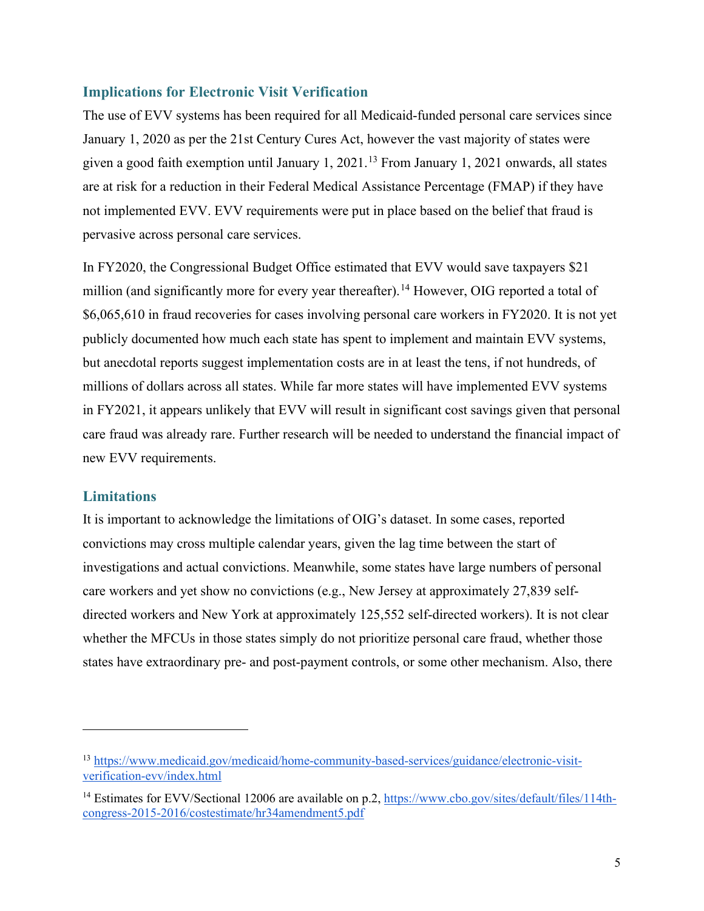## Implications for Electronic Visit Verification

The use of EVV systems has been required for all Medicaid-funded personal care services since January 1, 2020 as per the 21st Century Cures Act, however the vast majority of states were given a good faith exemption until January 1, 2021.[13] From January 1, 2021 onwards, all states are at risk for a reduction in their Federal Medical Assistance Percentage (FMAP) if they have not implemented EVV. EVV requirements were put in place based on the belief that fraud is pervasive across personal care services.

In FY2020, the Congressional Budget Office estimated that EVV would save taxpayers $21 million (and significantly more for every year thereafter).[14] However, OIG reported a total of $6,065,610 in fraud recoveries for cases involving personal care workers in FY2020. It is not yet publicly documented how much each state has spent to implement and maintain EVV systems, but anecdotal reports suggest implementation costs are in at least the tens, if not hundreds, of millions of dollars across all states. While far more states will have implemented EVV systems in FY2021, it appears unlikely that EVV will result in significant cost savings given that personal care fraud was already rare. Further research will be needed to understand the financial impact of new EVV requirements.

## Limitations

It is important to acknowledge the limitations of OIG's dataset. In some cases, reported convictions may cross multiple calendar years, given the lag time between the start of investigations and actual convictions. Meanwhile, some states have large numbers of personal care workers and yet show no convictions (e.g., New Jersey at approximately 27,839 self-directed workers and New York at approximately 125,552 self-directed workers). It is not clear whether the MFCUs in those states simply do not prioritize personal care fraud, whether those states have extraordinary pre- and post-payment controls, or some other mechanism. Also, there

---

[13] https://www.medicaid.gov/medicaid/home-community-based-services/guidance/electronic-visit-verification-evv/index.html

[14] Estimates for EVV/Sectional 12006 are available on p.2, https://www.cbo.gov/sites/default/files/114th-congress-2015-2016/costestimate/hr34amendment5.pdf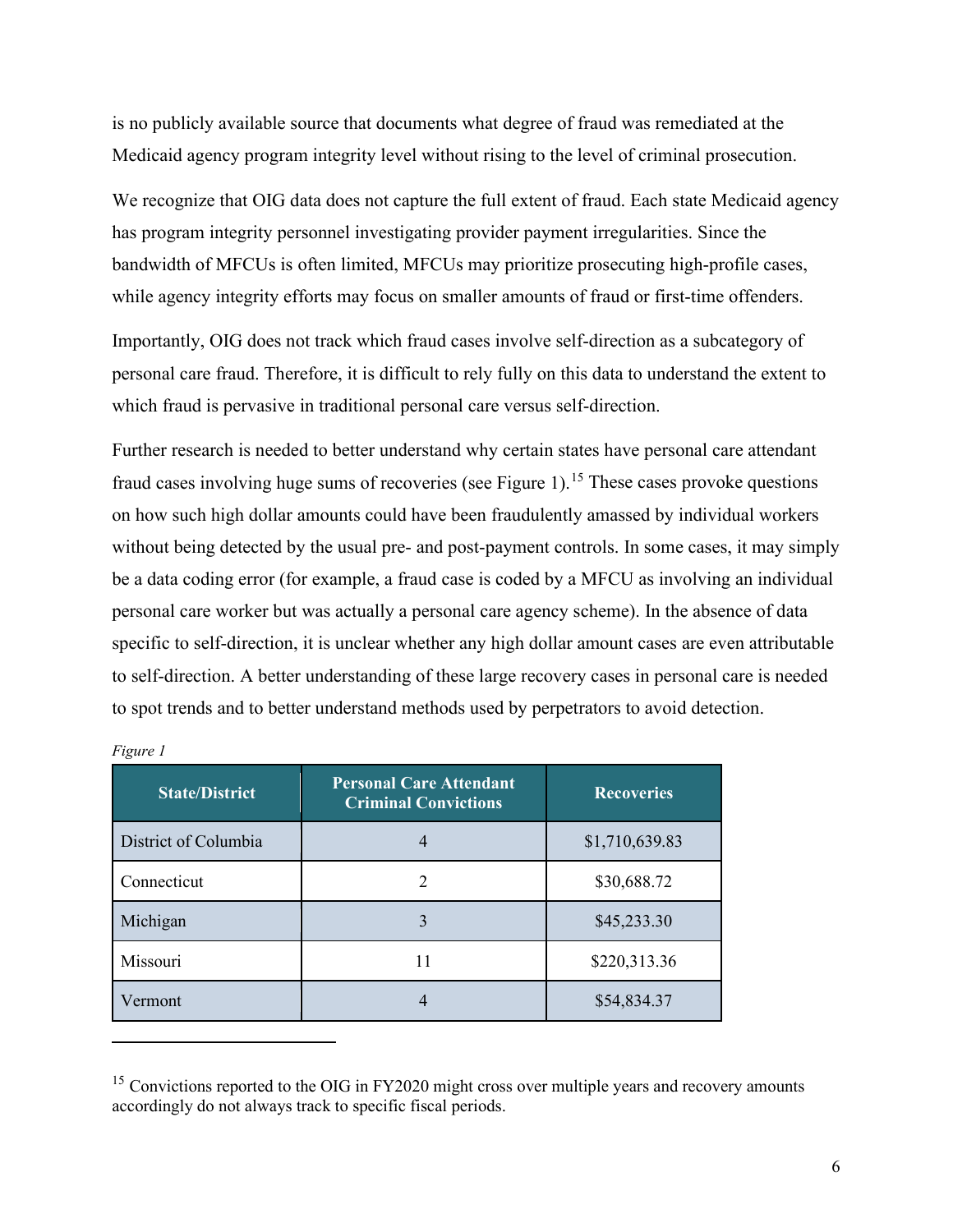is no publicly available source that documents what degree of fraud was remediated at the Medicaid agency program integrity level without rising to the level of criminal prosecution.

We recognize that OIG data does not capture the full extent of fraud. Each state Medicaid agency has program integrity personnel investigating provider payment irregularities. Since the bandwidth of MFCUs is often limited, MFCUs may prioritize prosecuting high-profile cases, while agency integrity efforts may focus on smaller amounts of fraud or first-time offenders.

Importantly, OIG does not track which fraud cases involve self-direction as a subcategory of personal care fraud. Therefore, it is difficult to rely fully on this data to understand the extent to which fraud is pervasive in traditional personal care versus self-direction.

Further research is needed to better understand why certain states have personal care attendant fraud cases involving huge sums of recoveries (see Figure 1).[15] These cases provoke questions on how such high dollar amounts could have been fraudulently amassed by individual workers without being detected by the usual pre- and post-payment controls. In some cases, it may simply be a data coding error (for example, a fraud case is coded by a MFCU as involving an individual personal care worker but was actually a personal care agency scheme). In the absence of data specific to self-direction, it is unclear whether any high dollar amount cases are even attributable to self-direction. A better understanding of these large recovery cases in personal care is needed to spot trends and to better understand methods used by perpetrators to avoid detection.

*Figure 1*

| State/District | Personal Care Attendant Criminal Convictions | Recoveries |
|---|---|---|
| District of Columbia | 4 | $1,710,639.83 |
| Connecticut | 2 | $30,688.72 |
| Michigan | 3 | $45,233.30 |
| Missouri | 11 | $220,313.36 |
| Vermont | 4 | $54,834.37 |

[15] Convictions reported to the OIG in FY2020 might cross over multiple years and recovery amounts accordingly do not always track to specific fiscal periods.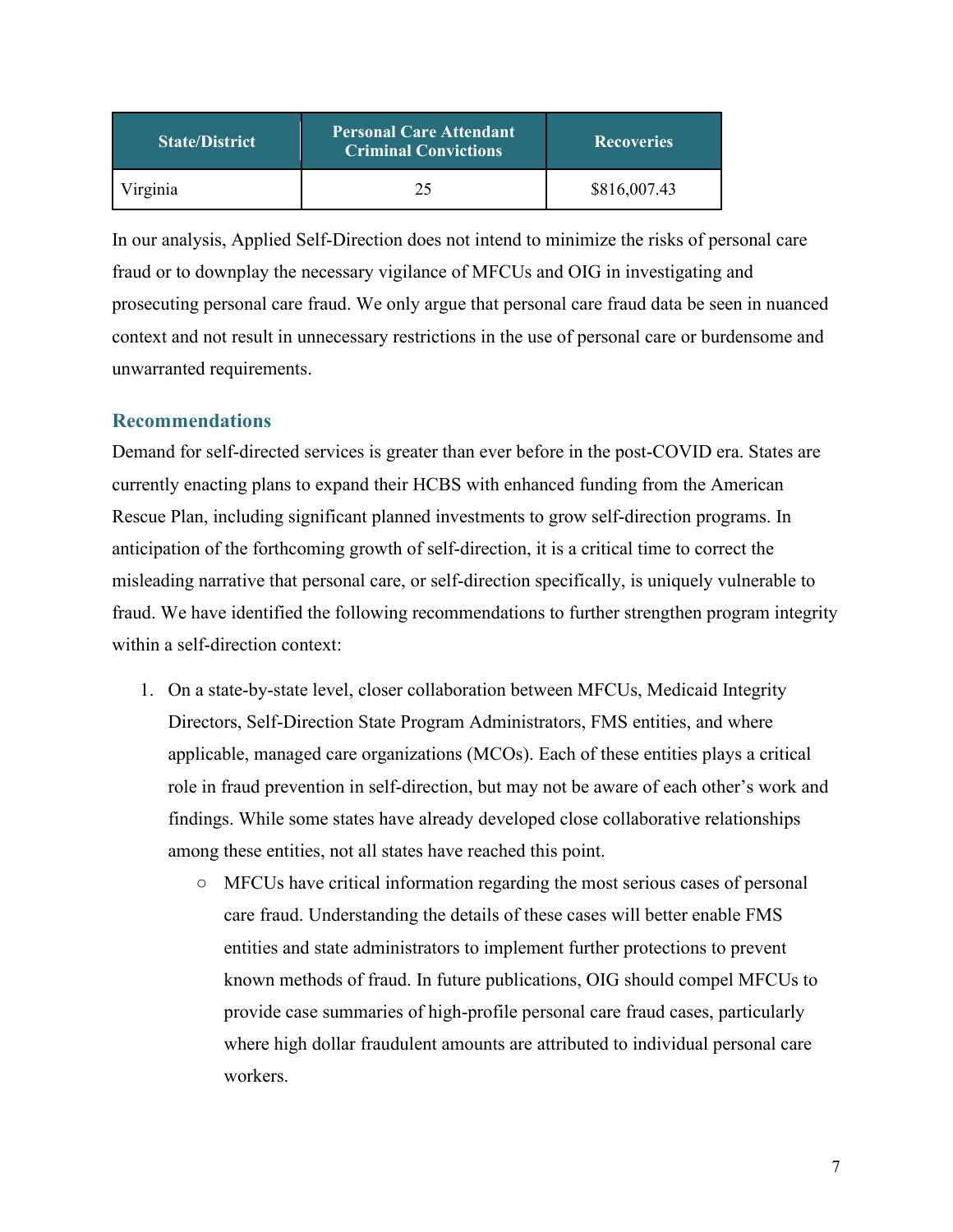| State/District | Personal Care Attendant Criminal Convictions | Recoveries |
|---|---|---|
| Virginia | 25 | $816,007.43 |

In our analysis, Applied Self-Direction does not intend to minimize the risks of personal care fraud or to downplay the necessary vigilance of MFCUs and OIG in investigating and prosecuting personal care fraud. We only argue that personal care fraud data be seen in nuanced context and not result in unnecessary restrictions in the use of personal care or burdensome and unwarranted requirements.

## Recommendations

Demand for self-directed services is greater than ever before in the post-COVID era. States are currently enacting plans to expand their HCBS with enhanced funding from the American Rescue Plan, including significant planned investments to grow self-direction programs. In anticipation of the forthcoming growth of self-direction, it is a critical time to correct the misleading narrative that personal care, or self-direction specifically, is uniquely vulnerable to fraud. We have identified the following recommendations to further strengthen program integrity within a self-direction context:

1. On a state-by-state level, closer collaboration between MFCUs, Medicaid Integrity Directors, Self-Direction State Program Administrators, FMS entities, and where applicable, managed care organizations (MCOs). Each of these entities plays a critical role in fraud prevention in self-direction, but may not be aware of each other's work and findings. While some states have already developed close collaborative relationships among these entities, not all states have reached this point.
    - MFCUs have critical information regarding the most serious cases of personal care fraud. Understanding the details of these cases will better enable FMS entities and state administrators to implement further protections to prevent known methods of fraud. In future publications, OIG should compel MFCUs to provide case summaries of high-profile personal care fraud cases, particularly where high dollar fraudulent amounts are attributed to individual personal care workers.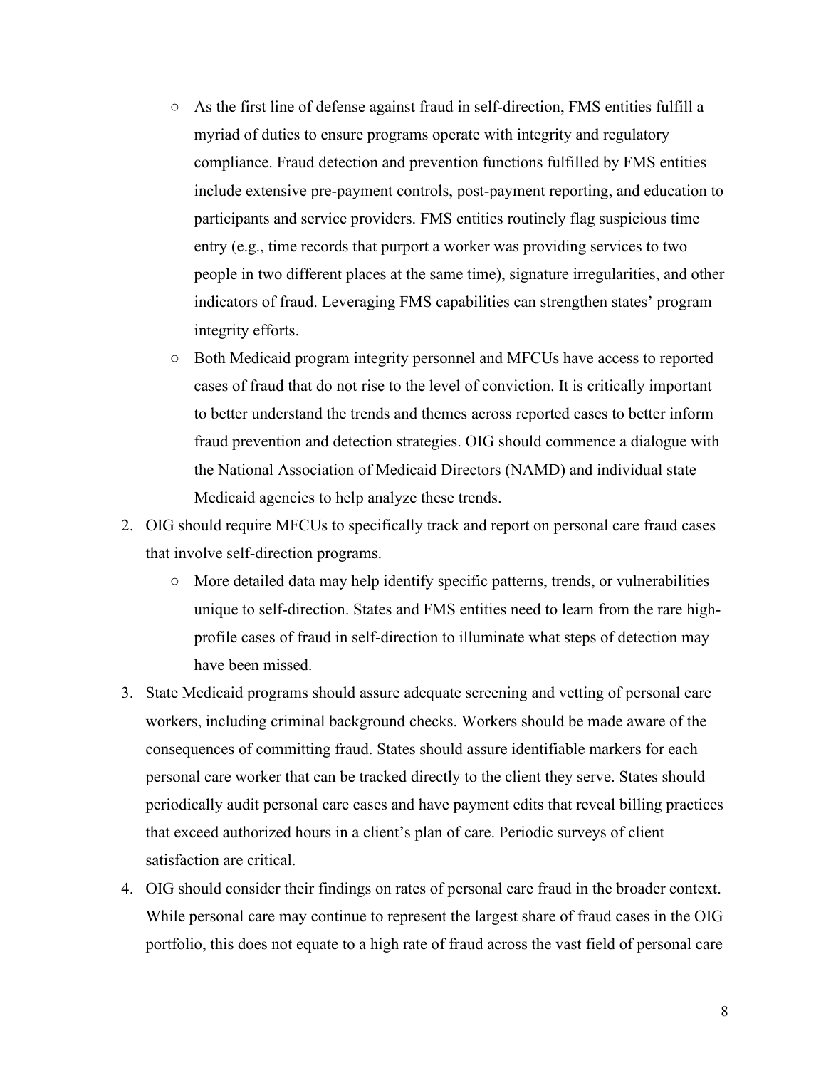- As the first line of defense against fraud in self-direction, FMS entities fulfill a myriad of duties to ensure programs operate with integrity and regulatory compliance. Fraud detection and prevention functions fulfilled by FMS entities include extensive pre-payment controls, post-payment reporting, and education to participants and service providers. FMS entities routinely flag suspicious time entry (e.g., time records that purport a worker was providing services to two people in two different places at the same time), signature irregularities, and other indicators of fraud. Leveraging FMS capabilities can strengthen states' program integrity efforts.
    - Both Medicaid program integrity personnel and MFCUs have access to reported cases of fraud that do not rise to the level of conviction. It is critically important to better understand the trends and themes across reported cases to better inform fraud prevention and detection strategies. OIG should commence a dialogue with the National Association of Medicaid Directors (NAMD) and individual state Medicaid agencies to help analyze these trends.
2. OIG should require MFCUs to specifically track and report on personal care fraud cases that involve self-direction programs.
    - More detailed data may help identify specific patterns, trends, or vulnerabilities unique to self-direction. States and FMS entities need to learn from the rare high-profile cases of fraud in self-direction to illuminate what steps of detection may have been missed.
3. State Medicaid programs should assure adequate screening and vetting of personal care workers, including criminal background checks. Workers should be made aware of the consequences of committing fraud. States should assure identifiable markers for each personal care worker that can be tracked directly to the client they serve. States should periodically audit personal care cases and have payment edits that reveal billing practices that exceed authorized hours in a client's plan of care. Periodic surveys of client satisfaction are critical.
4. OIG should consider their findings on rates of personal care fraud in the broader context. While personal care may continue to represent the largest share of fraud cases in the OIG portfolio, this does not equate to a high rate of fraud across the vast field of personal care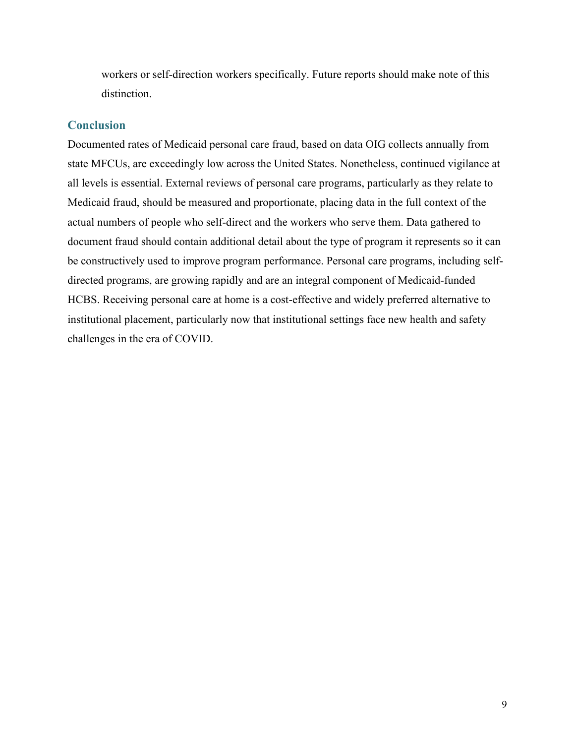workers or self-direction workers specifically. Future reports should make note of this distinction.

## Conclusion

Documented rates of Medicaid personal care fraud, based on data OIG collects annually from state MFCUs, are exceedingly low across the United States. Nonetheless, continued vigilance at all levels is essential. External reviews of personal care programs, particularly as they relate to Medicaid fraud, should be measured and proportionate, placing data in the full context of the actual numbers of people who self-direct and the workers who serve them. Data gathered to document fraud should contain additional detail about the type of program it represents so it can be constructively used to improve program performance. Personal care programs, including self-directed programs, are growing rapidly and are an integral component of Medicaid-funded HCBS. Receiving personal care at home is a cost-effective and widely preferred alternative to institutional placement, particularly now that institutional settings face new health and safety challenges in the era of COVID.